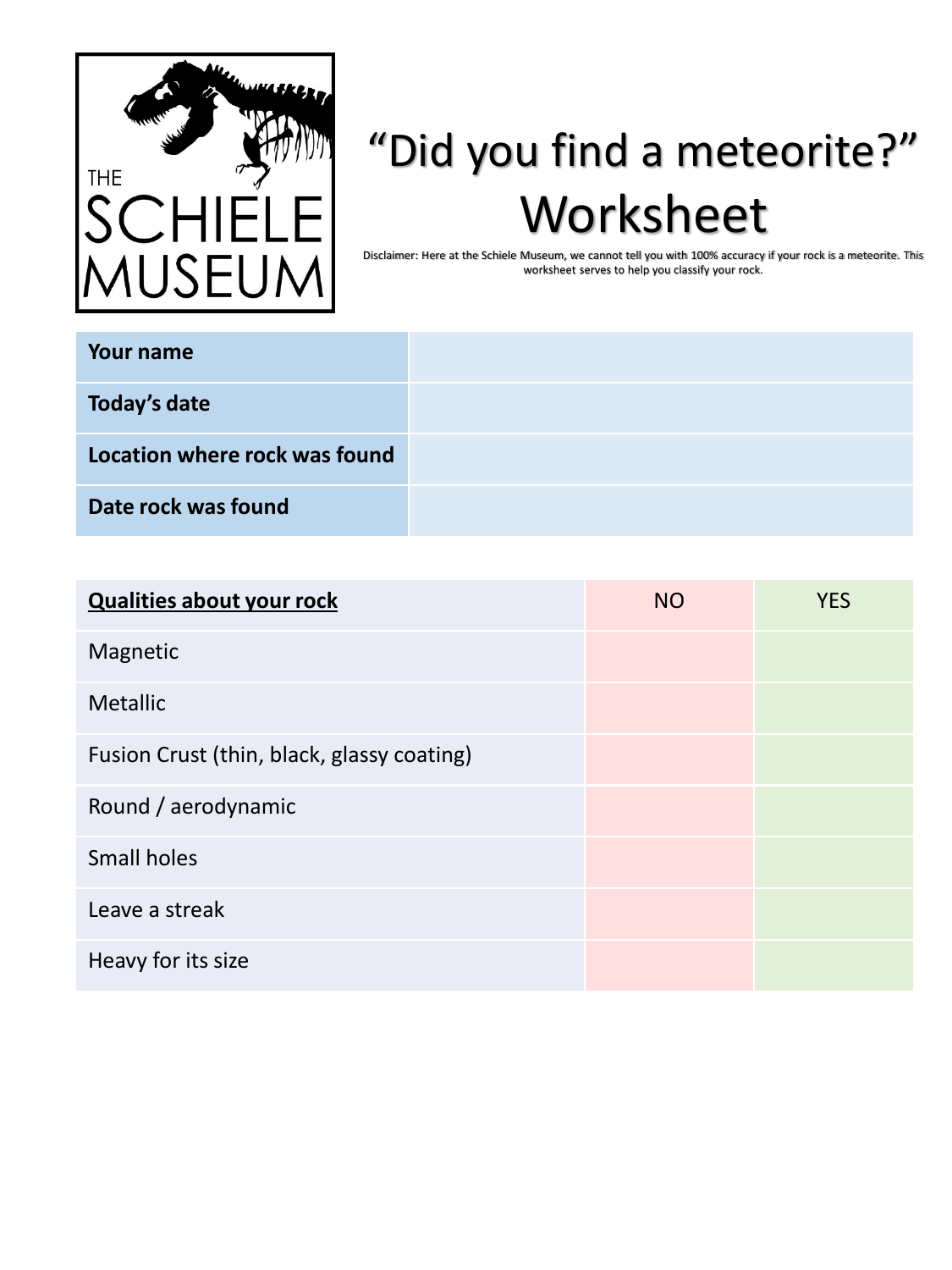THE SCHIELE MUSEUM

# "Did you find a meteorite?" Worksheet

Disclaimer: Here at the Schiele Museum, we cannot tell you with 100% accuracy if your rock is a meteorite. This worksheet serves to help you classify your rock.

| | |
|---|---|
| **Your name** | |
| **Today's date** | |
| **Location where rock was found** | |
| **Date rock was found** | |

| **Qualities about your rock** | NO | YES |
|---|---|---|
| Magnetic | | |
| Metallic | | |
| Fusion Crust (thin, black, glassy coating) | | |
| Round / aerodynamic | | |
| Small holes | | |
| Leave a streak | | |
| Heavy for its size | | |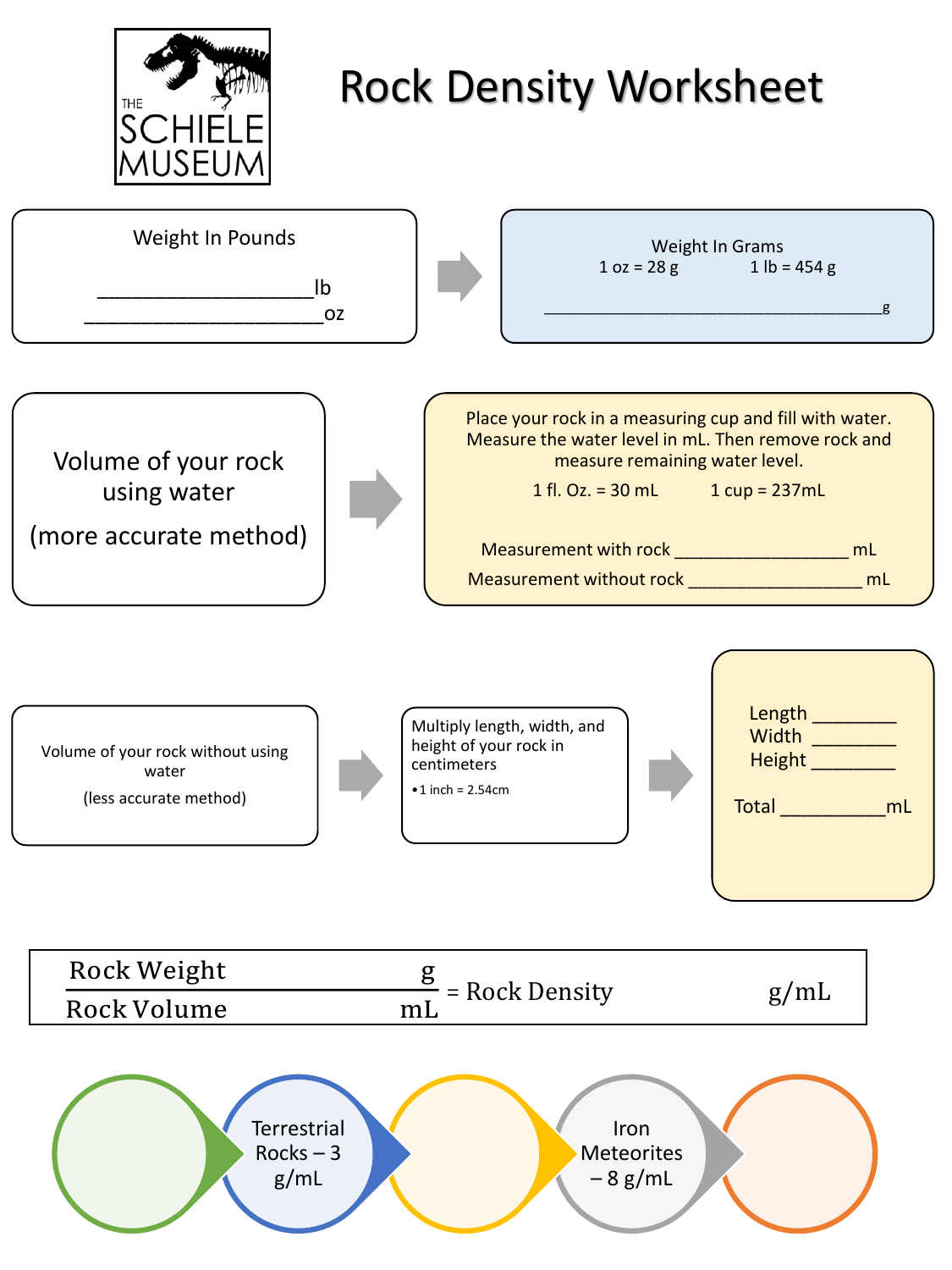# Rock Density Worksheet

THE SCHIELE MUSEUM

Weight In Pounds

____________________lb
______________________oz

Weight In Grams
1 oz = 28 g 1 lb = 454 g

______________________________g

Volume of your rock using water

(more accurate method)

Place your rock in a measuring cup and fill with water. Measure the water level in mL. Then remove rock and measure remaining water level.

1 fl. Oz. = 30 mL 1 cup = 237mL

Measurement with rock ________________ mL
Measurement without rock ________________ mL

Volume of your rock without using water

(less accurate method)

Multiply length, width, and height of your rock in centimeters

- 1 inch = 2.54cm

Length ________
Width ________
Height ________

Total __________mL

$$\frac{\text{Rock Weight} \qquad\qquad\qquad g}{\text{Rock Volume} \qquad\qquad\qquad mL} = \text{Rock Density} \qquad\qquad g/mL$$

Terrestrial Rocks – 3 g/mL

Iron Meteorites – 8 g/mL